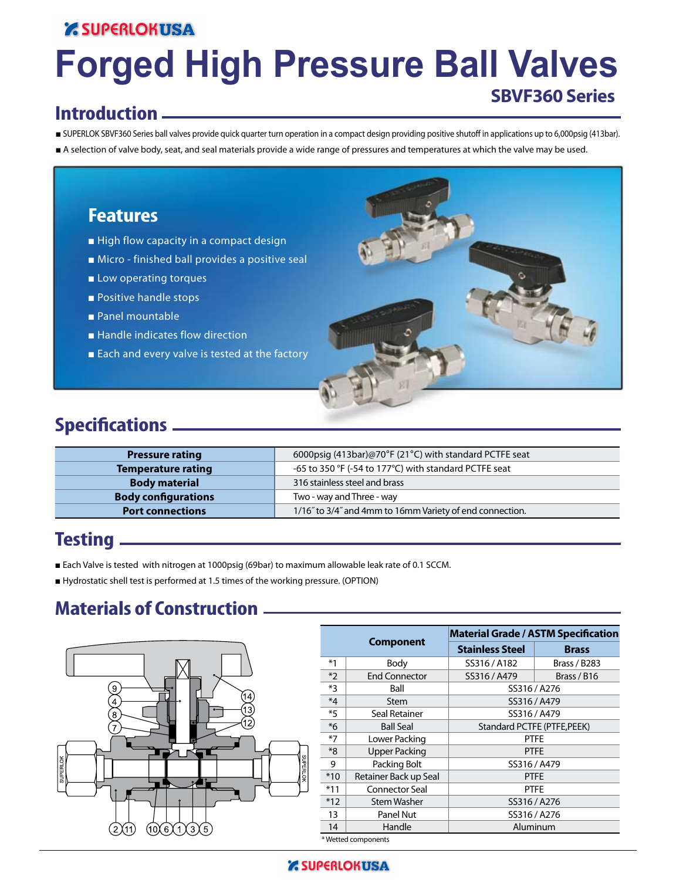SUPERLOK USA

# Forged High Pressure Ball Valves

## SBVF360 Series

## Introduction

- SUPERLOK SBVF360 Series ball valves provide quick quarter turn operation in a compact design providing positive shutoff in applications up to 6,000psig (413bar).
- A selection of valve body, seat, and seal materials provide a wide range of pressures and temperatures at which the valve may be used.

## Features

- High flow capacity in a compact design
- Micro - finished ball provides a positive seal
- Low operating torques
- Positive handle stops
- Panel mountable
- Handle indicates flow direction
- Each and every valve is tested at the factory

## Specifications

| | |
|---|---|
| **Pressure rating** | 6000psig (413bar)@70°F (21°C) with standard PCTFE seat |
| **Temperature rating** | -65 to 350 °F (-54 to 177°C) with standard PCTFE seat |
| **Body material** | 316 stainless steel and brass |
| **Body configurations** | Two - way and Three - way |
| **Port connections** | 1/16˝ to 3/4˝ and 4mm to 16mm Variety of end connection. |

## Testing

- Each Valve is tested with nitrogen at 1000psig (69bar) to maximum allowable leak rate of 0.1 SCCM.
- Hydrostatic shell test is performed at 1.5 times of the working pressure. (OPTION)

## Materials of Construction

| | Component | Material Grade / ASTM Specification | |
|---|---|---|---|
| | | Stainless Steel | Brass |
| *1 | Body | SS316 / A182 | Brass / B283 |
| *2 | End Connector | SS316 / A479 | Brass / B16 |
| *3 | Ball | SS316 / A276 | |
| *4 | Stem | SS316 / A479 | |
| *5 | Seal Retainer | SS316 / A479 | |
| *6 | Ball Seal | Standard PCTFE (PTFE,PEEK) | |
| *7 | Lower Packing | PTFE | |
| *8 | Upper Packing | PTFE | |
| 9 | Packing Bolt | SS316 / A479 | |
| *10 | Retainer Back up Seal | PTFE | |
| *11 | Connector Seal | PTFE | |
| *12 | Stem Washer | SS316 / A276 | |
| 13 | Panel Nut | SS316 / A276 | |
| 14 | Handle | Aluminum | |

* Wetted components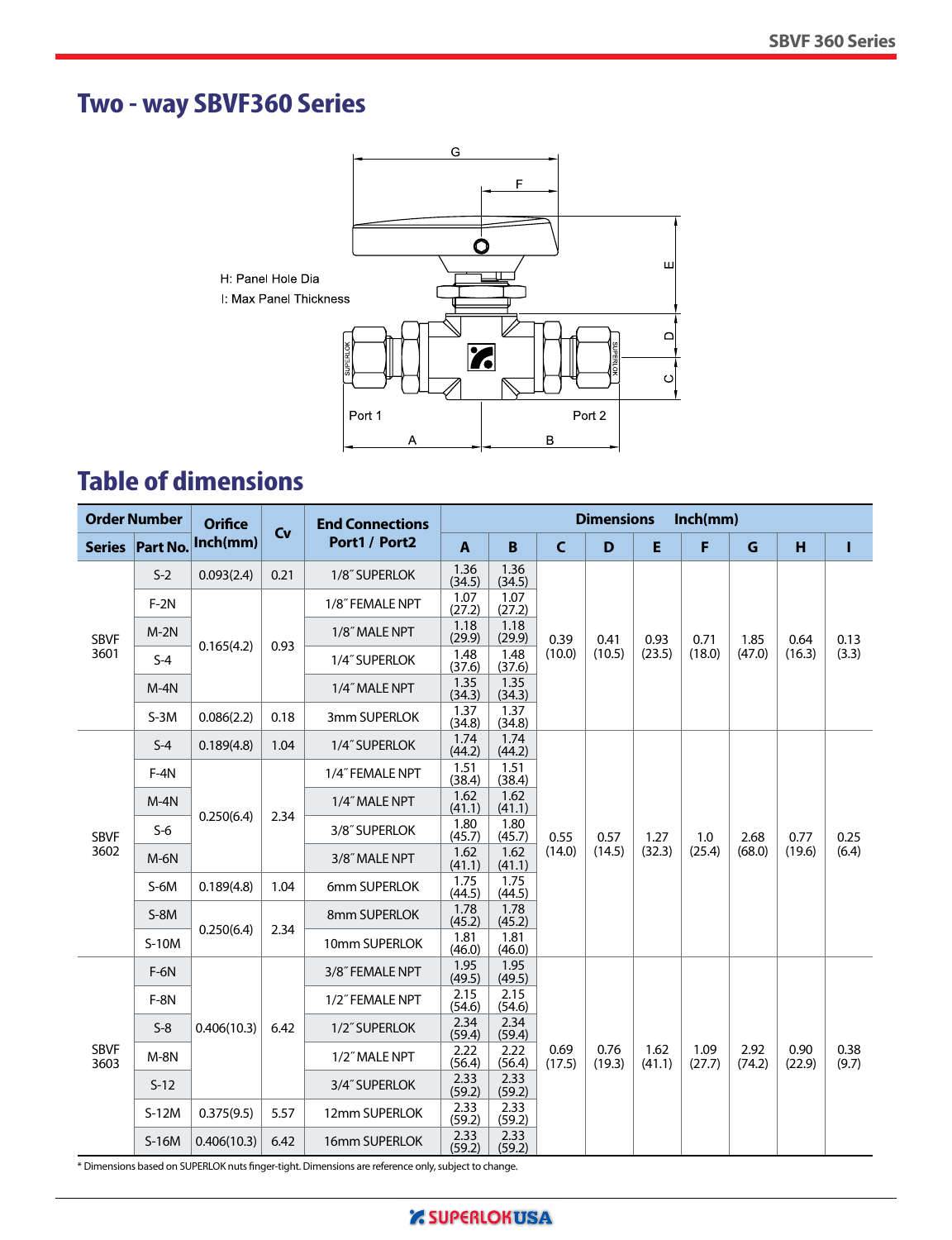## Two - way SBVF360 Series

H: Panel Hole Dia

I: Max Panel Thickness

## Table of dimensions

| Order Number | | Orifice Inch(mm) | Cv | End Connections Port1 / Port2 | Dimensions Inch(mm) | | | | | | | | |
|---|---|---|---|---|---|---|---|---|---|---|---|---|---|
| Series | Part No. | | | | A | B | C | D | E | F | G | H | I |
| SBVF 3601 | S-2 | 0.093(2.4) | 0.21 | 1/8″ SUPERLOK | 1.36 (34.5) | 1.36 (34.5) | 0.39 (10.0) | 0.41 (10.5) | 0.93 (23.5) | 0.71 (18.0) | 1.85 (47.0) | 0.64 (16.3) | 0.13 (3.3) |
| | F-2N | 0.165(4.2) | 0.93 | 1/8″ FEMALE NPT | 1.07 (27.2) | 1.07 (27.2) | | | | | | | |
| | M-2N | | | 1/8″ MALE NPT | 1.18 (29.9) | 1.18 (29.9) | | | | | | | |
| | S-4 | | | 1/4″ SUPERLOK | 1.48 (37.6) | 1.48 (37.6) | | | | | | | |
| | M-4N | | | 1/4″ MALE NPT | 1.35 (34.3) | 1.35 (34.3) | | | | | | | |
| | S-3M | 0.086(2.2) | 0.18 | 3mm SUPERLOK | 1.37 (34.8) | 1.37 (34.8) | | | | | | | |
| SBVF 3602 | S-4 | 0.189(4.8) | 1.04 | 1/4″ SUPERLOK | 1.74 (44.2) | 1.74 (44.2) | 0.55 (14.0) | 0.57 (14.5) | 1.27 (32.3) | 1.0 (25.4) | 2.68 (68.0) | 0.77 (19.6) | 0.25 (6.4) |
| | F-4N | 0.250(6.4) | 2.34 | 1/4″ FEMALE NPT | 1.51 (38.4) | 1.51 (38.4) | | | | | | | |
| | M-4N | | | 1/4″ MALE NPT | 1.62 (41.1) | 1.62 (41.1) | | | | | | | |
| | S-6 | | | 3/8″ SUPERLOK | 1.80 (45.7) | 1.80 (45.7) | | | | | | | |
| | M-6N | | | 3/8″ MALE NPT | 1.62 (41.1) | 1.62 (41.1) | | | | | | | |
| | S-6M | 0.189(4.8) | 1.04 | 6mm SUPERLOK | 1.75 (44.5) | 1.75 (44.5) | | | | | | | |
| | S-8M | 0.250(6.4) | 2.34 | 8mm SUPERLOK | 1.78 (45.2) | 1.78 (45.2) | | | | | | | |
| | S-10M | | | 10mm SUPERLOK | 1.81 (46.0) | 1.81 (46.0) | | | | | | | |
| SBVF 3603 | F-6N | 0.406(10.3) | 6.42 | 3/8″ FEMALE NPT | 1.95 (49.5) | 1.95 (49.5) | 0.69 (17.5) | 0.76 (19.3) | 1.62 (41.1) | 1.09 (27.7) | 2.92 (74.2) | 0.90 (22.9) | 0.38 (9.7) |
| | F-8N | | | 1/2″ FEMALE NPT | 2.15 (54.6) | 2.15 (54.6) | | | | | | | |
| | S-8 | | | 1/2″ SUPERLOK | 2.34 (59.4) | 2.34 (59.4) | | | | | | | |
| | M-8N | | | 1/2″ MALE NPT | 2.22 (56.4) | 2.22 (56.4) | | | | | | | |
| | S-12 | | | 3/4″ SUPERLOK | 2.33 (59.2) | 2.33 (59.2) | | | | | | | |
| | S-12M | 0.375(9.5) | 5.57 | 12mm SUPERLOK | 2.33 (59.2) | 2.33 (59.2) | | | | | | | |
| | S-16M | 0.406(10.3) | 6.42 | 16mm SUPERLOK | 2.33 (59.2) | 2.33 (59.2) | | | | | | | |

* Dimensions based on SUPERLOK nuts finger-tight. Dimensions are reference only, subject to change.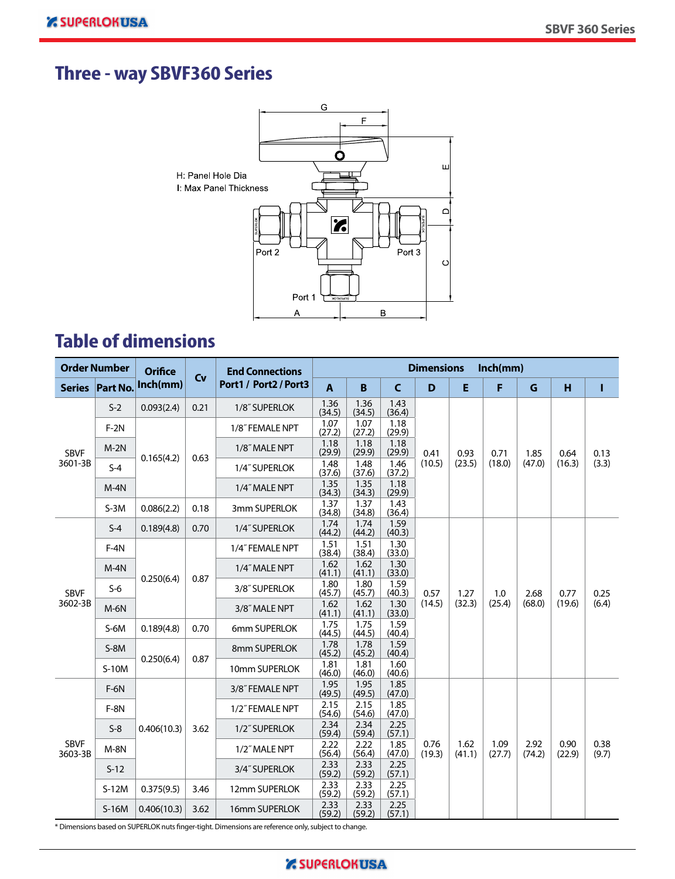# Three - way SBVF360 Series

H: Panel Hole Dia
I: Max Panel Thickness

Port 2 Port 3 Port 1

## Table of dimensions

| Order Number | | Orifice | Cv | End Connections | Dimensions Inch(mm) | | | | | | | | |
|---|---|---|---|---|---|---|---|---|---|---|---|---|---|
| Series | Part No. | Inch(mm) | | Port1 / Port2 / Port3 | A | B | C | D | E | F | G | H | I |
| SBVF 3601-3B | S-2 | 0.093(2.4) | 0.21 | 1/8˝ SUPERLOK | 1.36 (34.5) | 1.36 (34.5) | 1.43 (36.4) | 0.41 (10.5) | 0.93 (23.5) | 0.71 (18.0) | 1.85 (47.0) | 0.64 (16.3) | 0.13 (3.3) |
| | F-2N | 0.165(4.2) | 0.63 | 1/8˝ FEMALE NPT | 1.07 (27.2) | 1.07 (27.2) | 1.18 (29.9) | | | | | | |
| | M-2N | | | 1/8˝ MALE NPT | 1.18 (29.9) | 1.18 (29.9) | 1.18 (29.9) | | | | | | |
| | S-4 | | | 1/4˝ SUPERLOK | 1.48 (37.6) | 1.48 (37.6) | 1.46 (37.2) | | | | | | |
| | M-4N | | | 1/4˝ MALE NPT | 1.35 (34.3) | 1.35 (34.3) | 1.18 (29.9) | | | | | | |
| | S-3M | 0.086(2.2) | 0.18 | 3mm SUPERLOK | 1.37 (34.8) | 1.37 (34.8) | 1.43 (36.4) | | | | | | |
| SBVF 3602-3B | S-4 | 0.189(4.8) | 0.70 | 1/4˝ SUPERLOK | 1.74 (44.2) | 1.74 (44.2) | 1.59 (40.3) | 0.57 (14.5) | 1.27 (32.3) | 1.0 (25.4) | 2.68 (68.0) | 0.77 (19.6) | 0.25 (6.4) |
| | F-4N | 0.250(6.4) | 0.87 | 1/4˝ FEMALE NPT | 1.51 (38.4) | 1.51 (38.4) | 1.30 (33.0) | | | | | | |
| | M-4N | | | 1/4˝ MALE NPT | 1.62 (41.1) | 1.62 (41.1) | 1.30 (33.0) | | | | | | |
| | S-6 | | | 3/8˝ SUPERLOK | 1.80 (45.7) | 1.80 (45.7) | 1.59 (40.3) | | | | | | |
| | M-6N | | | 3/8˝ MALE NPT | 1.62 (41.1) | 1.62 (41.1) | 1.30 (33.0) | | | | | | |
| | S-6M | 0.189(4.8) | 0.70 | 6mm SUPERLOK | 1.75 (44.5) | 1.75 (44.5) | 1.59 (40.4) | | | | | | |
| | S-8M | 0.250(6.4) | 0.87 | 8mm SUPERLOK | 1.78 (45.2) | 1.78 (45.2) | 1.59 (40.4) | | | | | | |
| | S-10M | | | 10mm SUPERLOK | 1.81 (46.0) | 1.81 (46.0) | 1.60 (40.6) | | | | | | |
| SBVF 3603-3B | F-6N | 0.406(10.3) | 3.62 | 3/8˝ FEMALE NPT | 1.95 (49.5) | 1.95 (49.5) | 1.85 (47.0) | 0.76 (19.3) | 1.62 (41.1) | 1.09 (27.7) | 2.92 (74.2) | 0.90 (22.9) | 0.38 (9.7) |
| | F-8N | | | 1/2˝ FEMALE NPT | 2.15 (54.6) | 2.15 (54.6) | 1.85 (47.0) | | | | | | |
| | S-8 | | | 1/2˝ SUPERLOK | 2.34 (59.4) | 2.34 (59.4) | 2.25 (57.1) | | | | | | |
| | M-8N | | | 1/2˝ MALE NPT | 2.22 (56.4) | 2.22 (56.4) | 1.85 (47.0) | | | | | | |
| | S-12 | | | 3/4˝ SUPERLOK | 2.33 (59.2) | 2.33 (59.2) | 2.25 (57.1) | | | | | | |
| | S-12M | 0.375(9.5) | 3.46 | 12mm SUPERLOK | 2.33 (59.2) | 2.33 (59.2) | 2.25 (57.1) | | | | | | |
| | S-16M | 0.406(10.3) | 3.62 | 16mm SUPERLOK | 2.33 (59.2) | 2.33 (59.2) | 2.25 (57.1) | | | | | | |

* Dimensions based on SUPERLOK nuts finger-tight. Dimensions are reference only, subject to change.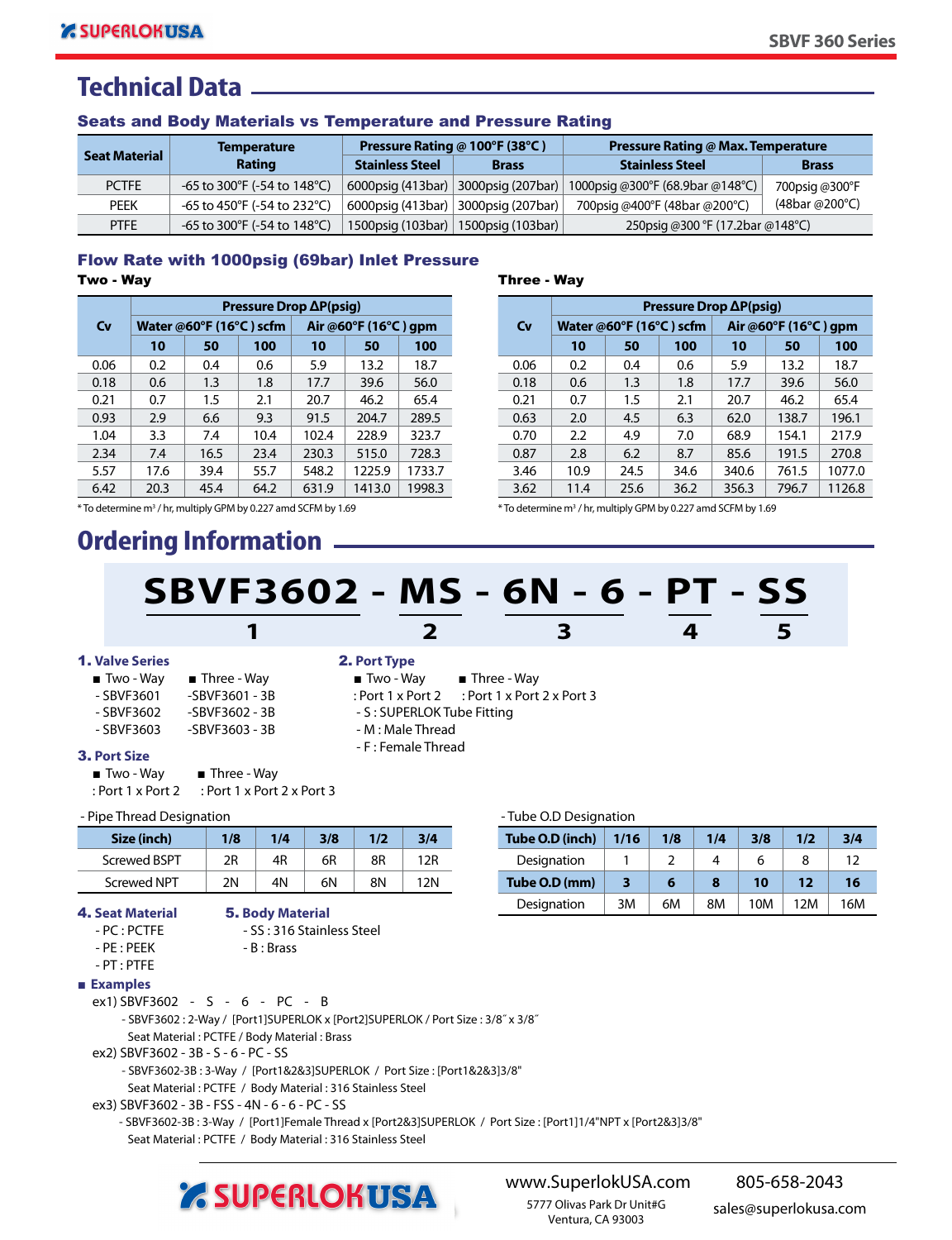# Technical Data

## Seats and Body Materials vs Temperature and Pressure Rating

| Seat Material | Temperature Rating | Pressure Rating @ 100°F (38°C) | | Pressure Rating @ Max. Temperature | |
|---|---|---|---|---|---|
| | | Stainless Steel | Brass | Stainless Steel | Brass |
| PCTFE | -65 to 300°F (-54 to 148°C) | 6000psig (413bar) | 3000psig (207bar) | 1000psig @300°F (68.9bar @148°C) | 700psig @300°F (48bar @200°C) |
| PEEK | -65 to 450°F (-54 to 232°C) | 6000psig (413bar) | 3000psig (207bar) | 700psig @400°F (48bar @200°C) | |
| PTFE | -65 to 300°F (-54 to 148°C) | 1500psig (103bar) | 1500psig (103bar) | 250psig @300 °F (17.2bar @148°C) | |

## Flow Rate with 1000psig (69bar) Inlet Pressure

**Two - Way**

| Cv | Pressure Drop ΔP(psig) | | | | | |
|---|---|---|---|---|---|---|
| | Water @60°F (16°C ) scfm | | | Air @60°F (16°C ) gpm | | |
| | 10 | 50 | 100 | 10 | 50 | 100 |
| 0.06 | 0.2 | 0.4 | 0.6 | 5.9 | 13.2 | 18.7 |
| 0.18 | 0.6 | 1.3 | 1.8 | 17.7 | 39.6 | 56.0 |
| 0.21 | 0.7 | 1.5 | 2.1 | 20.7 | 46.2 | 65.4 |
| 0.93 | 2.9 | 6.6 | 9.3 | 91.5 | 204.7 | 289.5 |
| 1.04 | 3.3 | 7.4 | 10.4 | 102.4 | 228.9 | 323.7 |
| 2.34 | 7.4 | 16.5 | 23.4 | 230.3 | 515.0 | 728.3 |
| 5.57 | 17.6 | 39.4 | 55.7 | 548.2 | 1225.9 | 1733.7 |
| 6.42 | 20.3 | 45.4 | 64.2 | 631.9 | 1413.0 | 1998.3 |

* To determine m³ / hr, multiply GPM by 0.227 amd SCFM by 1.69

**Three - Way**

| Cv | Pressure Drop ΔP(psig) | | | | | |
|---|---|---|---|---|---|---|
| | Water @60°F (16°C ) scfm | | | Air @60°F (16°C ) gpm | | |
| | 10 | 50 | 100 | 10 | 50 | 100 |
| 0.06 | 0.2 | 0.4 | 0.6 | 5.9 | 13.2 | 18.7 |
| 0.18 | 0.6 | 1.3 | 1.8 | 17.7 | 39.6 | 56.0 |
| 0.21 | 0.7 | 1.5 | 2.1 | 20.7 | 46.2 | 65.4 |
| 0.63 | 2.0 | 4.5 | 6.3 | 62.0 | 138.7 | 196.1 |
| 0.70 | 2.2 | 4.9 | 7.0 | 68.9 | 154.1 | 217.9 |
| 0.87 | 2.8 | 6.2 | 8.7 | 85.6 | 191.5 | 270.8 |
| 3.46 | 10.9 | 24.5 | 34.6 | 340.6 | 761.5 | 1077.0 |
| 3.62 | 11.4 | 25.6 | 36.2 | 356.3 | 796.7 | 1126.8 |

* To determine m³ / hr, multiply GPM by 0.227 amd SCFM by 1.69

# Ordering Information

**SBVF3602 - MS - 6N - 6 - PT - SS**

1 — SBVF3602, 2 — MS, 3 — 6N, 4 — PT, 5 — SS

### 1. Valve Series

- Two - Way
  - SBVF3601
  - SBVF3602
  - SBVF3603
- Three - Way
  - SBVF3601 - 3B
  - SBVF3602 - 3B
  - SBVF3603 - 3B

### 2. Port Type

- Two - Way : Port 1 x Port 2
- Three - Way : Port 1 x Port 2 x Port 3
  - S : SUPERLOK Tube Fitting
  - M : Male Thread
  - F : Female Thread

### 3. Port Size

- Two - Way : Port 1 x Port 2
- Three - Way : Port 1 x Port 2 x Port 3

- Pipe Thread Designation

| Size (inch) | 1/8 | 1/4 | 3/8 | 1/2 | 3/4 |
|---|---|---|---|---|---|
| Screwed BSPT | 2R | 4R | 6R | 8R | 12R |
| Screwed NPT | 2N | 4N | 6N | 8N | 12N |

- Tube O.D Designation

| Tube O.D (inch) | 1/16 | 1/8 | 1/4 | 3/8 | 1/2 | 3/4 |
|---|---|---|---|---|---|---|
| Designation | 1 | 2 | 4 | 6 | 8 | 12 |
| **Tube O.D (mm)** | **3** | **6** | **8** | **10** | **12** | **16** |
| Designation | 3M | 6M | 8M | 10M | 12M | 16M |

### 4. Seat Material

- PC : PCTFE
- PE : PEEK
- PT : PTFE

### 5. Body Material

- SS : 316 Stainless Steel
- B : Brass

### Examples

ex1) SBVF3602 - S - 6 - PC - B

- SBVF3602 : 2-Way / [Port1]SUPERLOK x [Port2]SUPERLOK / Port Size : 3/8˝ x 3/8˝
  Seat Material : PCTFE / Body Material : Brass

ex2) SBVF3602 - 3B - S - 6 - PC - SS

- SBVF3602-3B : 3-Way / [Port1&2&3]SUPERLOK / Port Size : [Port1&2&3]3/8"
  Seat Material : PCTFE / Body Material : 316 Stainless Steel

ex3) SBVF3602 - 3B - FSS - 4N - 6 - 6 - PC - SS

- SBVF3602-3B : 3-Way / [Port1]Female Thread x [Port2&3]SUPERLOK / Port Size : [Port1]1/4"NPT x [Port2&3]3/8"
  Seat Material : PCTFE / Body Material : 316 Stainless Steel

SUPERLOK USA

www.SuperlokUSA.com
5777 Olivas Park Dr Unit#G
Ventura, CA 93003

805-658-2043
sales@superlokusa.com